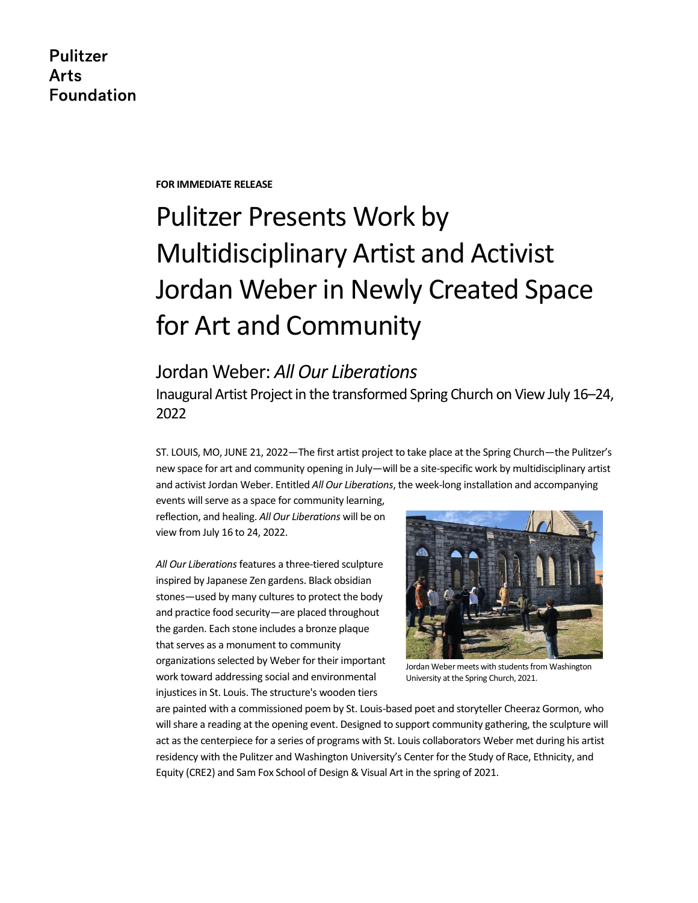Pulitzer
Arts
Foundation

**FOR IMMEDIATE RELEASE**

# Pulitzer Presents Work by Multidisciplinary Artist and Activist Jordan Weber in Newly Created Space for Art and Community

## Jordan Weber: *All Our Liberations*

### Inaugural Artist Project in the transformed Spring Church on View July 16–24, 2022

ST. LOUIS, MO, JUNE 21, 2022—The first artist project to take place at the Spring Church—the Pulitzer's new space for art and community opening in July—will be a site-specific work by multidisciplinary artist and activist Jordan Weber. Entitled *All Our Liberations*, the week-long installation and accompanying events will serve as a space for community learning, reflection, and healing. *All Our Liberations* will be on view from July 16 to 24, 2022.

Jordan Weber meets with students from Washington University at the Spring Church, 2021.

*All Our Liberations* features a three-tiered sculpture inspired by Japanese Zen gardens. Black obsidian stones—used by many cultures to protect the body and practice food security—are placed throughout the garden. Each stone includes a bronze plaque that serves as a monument to community organizations selected by Weber for their important work toward addressing social and environmental injustices in St. Louis. The structure's wooden tiers are painted with a commissioned poem by St. Louis-based poet and storyteller Cheeraz Gormon, who will share a reading at the opening event. Designed to support community gathering, the sculpture will act as the centerpiece for a series of programs with St. Louis collaborators Weber met during his artist residency with the Pulitzer and Washington University's Center for the Study of Race, Ethnicity, and Equity (CRE2) and Sam Fox School of Design & Visual Art in the spring of 2021.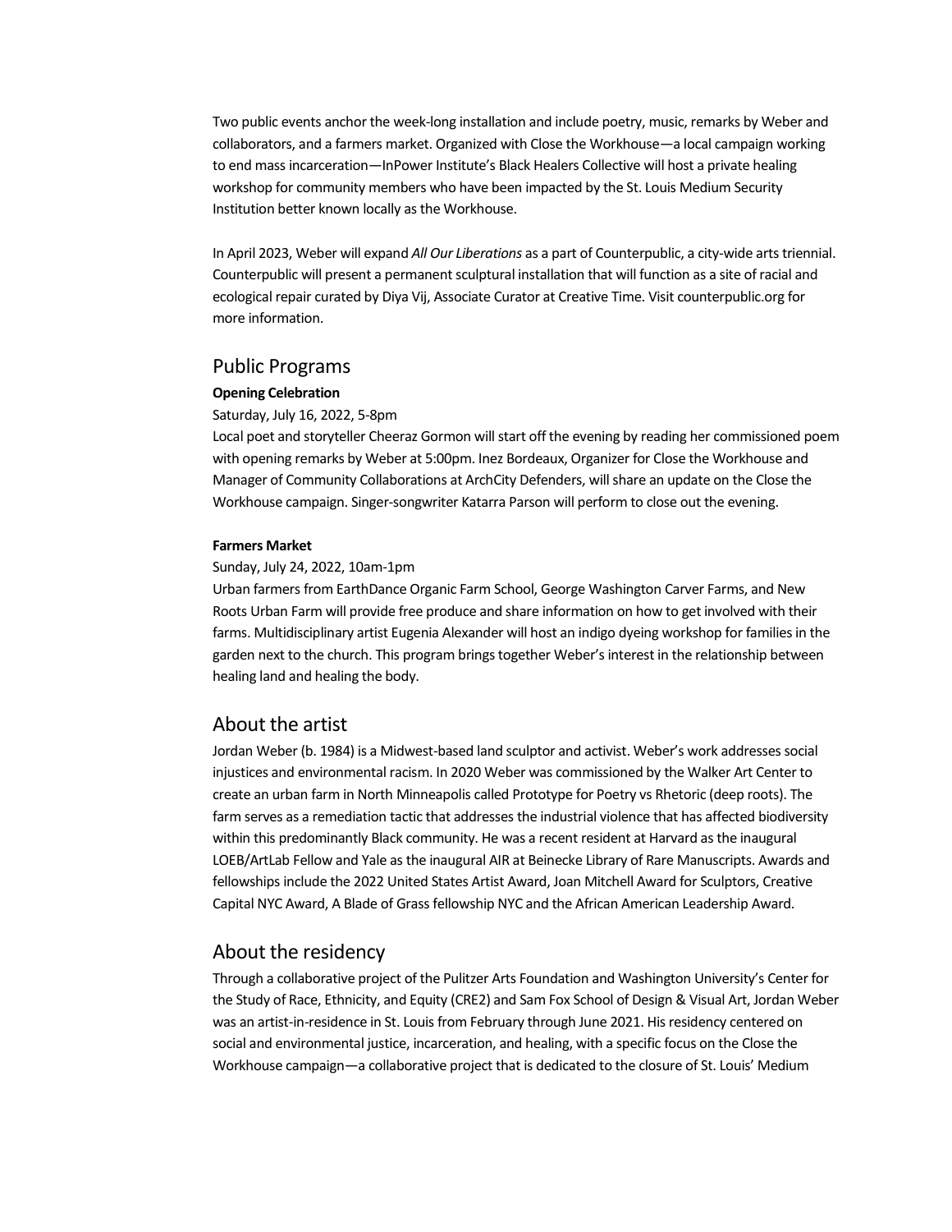Two public events anchor the week-long installation and include poetry, music, remarks by Weber and collaborators, and a farmers market. Organized with Close the Workhouse—a local campaign working to end mass incarceration—InPower Institute's Black Healers Collective will host a private healing workshop for community members who have been impacted by the St. Louis Medium Security Institution better known locally as the Workhouse.

In April 2023, Weber will expand *All Our Liberations* as a part of Counterpublic, a city-wide arts triennial. Counterpublic will present a permanent sculptural installation that will function as a site of racial and ecological repair curated by Diya Vij, Associate Curator at Creative Time. Visit counterpublic.org for more information.

## Public Programs

**Opening Celebration**

Saturday, July 16, 2022, 5-8pm

Local poet and storyteller Cheeraz Gormon will start off the evening by reading her commissioned poem with opening remarks by Weber at 5:00pm. Inez Bordeaux, Organizer for Close the Workhouse and Manager of Community Collaborations at ArchCity Defenders, will share an update on the Close the Workhouse campaign. Singer-songwriter Katarra Parson will perform to close out the evening.

**Farmers Market**

Sunday, July 24, 2022, 10am-1pm

Urban farmers from EarthDance Organic Farm School, George Washington Carver Farms, and New Roots Urban Farm will provide free produce and share information on how to get involved with their farms. Multidisciplinary artist Eugenia Alexander will host an indigo dyeing workshop for families in the garden next to the church. This program brings together Weber's interest in the relationship between healing land and healing the body.

## About the artist

Jordan Weber (b. 1984) is a Midwest-based land sculptor and activist. Weber's work addresses social injustices and environmental racism. In 2020 Weber was commissioned by the Walker Art Center to create an urban farm in North Minneapolis called Prototype for Poetry vs Rhetoric (deep roots). The farm serves as a remediation tactic that addresses the industrial violence that has affected biodiversity within this predominantly Black community. He was a recent resident at Harvard as the inaugural LOEB/ArtLab Fellow and Yale as the inaugural AIR at Beinecke Library of Rare Manuscripts. Awards and fellowships include the 2022 United States Artist Award, Joan Mitchell Award for Sculptors, Creative Capital NYC Award, A Blade of Grass fellowship NYC and the African American Leadership Award.

## About the residency

Through a collaborative project of the Pulitzer Arts Foundation and Washington University's Center for the Study of Race, Ethnicity, and Equity (CRE2) and Sam Fox School of Design & Visual Art, Jordan Weber was an artist-in-residence in St. Louis from February through June 2021. His residency centered on social and environmental justice, incarceration, and healing, with a specific focus on the Close the Workhouse campaign—a collaborative project that is dedicated to the closure of St. Louis' Medium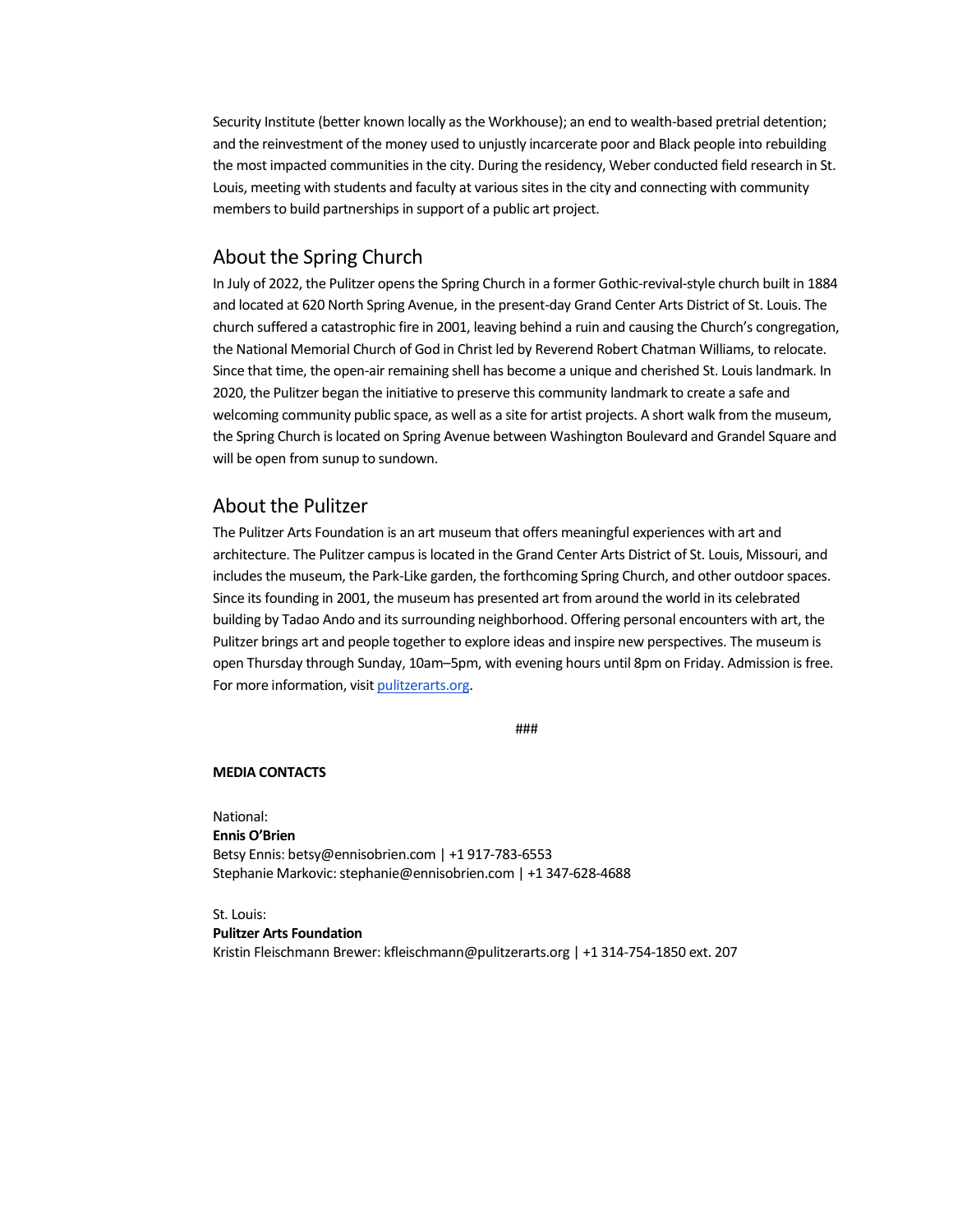Security Institute (better known locally as the Workhouse); an end to wealth-based pretrial detention; and the reinvestment of the money used to unjustly incarcerate poor and Black people into rebuilding the most impacted communities in the city. During the residency, Weber conducted field research in St. Louis, meeting with students and faculty at various sites in the city and connecting with community members to build partnerships in support of a public art project.

## About the Spring Church

In July of 2022, the Pulitzer opens the Spring Church in a former Gothic-revival-style church built in 1884 and located at 620 North Spring Avenue, in the present-day Grand Center Arts District of St. Louis. The church suffered a catastrophic fire in 2001, leaving behind a ruin and causing the Church's congregation, the National Memorial Church of God in Christ led by Reverend Robert Chatman Williams, to relocate. Since that time, the open-air remaining shell has become a unique and cherished St. Louis landmark. In 2020, the Pulitzer began the initiative to preserve this community landmark to create a safe and welcoming community public space, as well as a site for artist projects. A short walk from the museum, the Spring Church is located on Spring Avenue between Washington Boulevard and Grandel Square and will be open from sunup to sundown.

## About the Pulitzer

The Pulitzer Arts Foundation is an art museum that offers meaningful experiences with art and architecture. The Pulitzer campus is located in the Grand Center Arts District of St. Louis, Missouri, and includes the museum, the Park-Like garden, the forthcoming Spring Church, and other outdoor spaces. Since its founding in 2001, the museum has presented art from around the world in its celebrated building by Tadao Ando and its surrounding neighborhood. Offering personal encounters with art, the Pulitzer brings art and people together to explore ideas and inspire new perspectives. The museum is open Thursday through Sunday, 10am–5pm, with evening hours until 8pm on Friday. Admission is free. For more information, visit pulitzerarts.org.

###

**MEDIA CONTACTS**

National:
**Ennis O'Brien**
Betsy Ennis: betsy@ennisobrien.com | +1 917-783-6553
Stephanie Markovic: stephanie@ennisobrien.com | +1 347-628-4688

St. Louis:
**Pulitzer Arts Foundation**
Kristin Fleischmann Brewer: kfleischmann@pulitzerarts.org | +1 314-754-1850 ext. 207